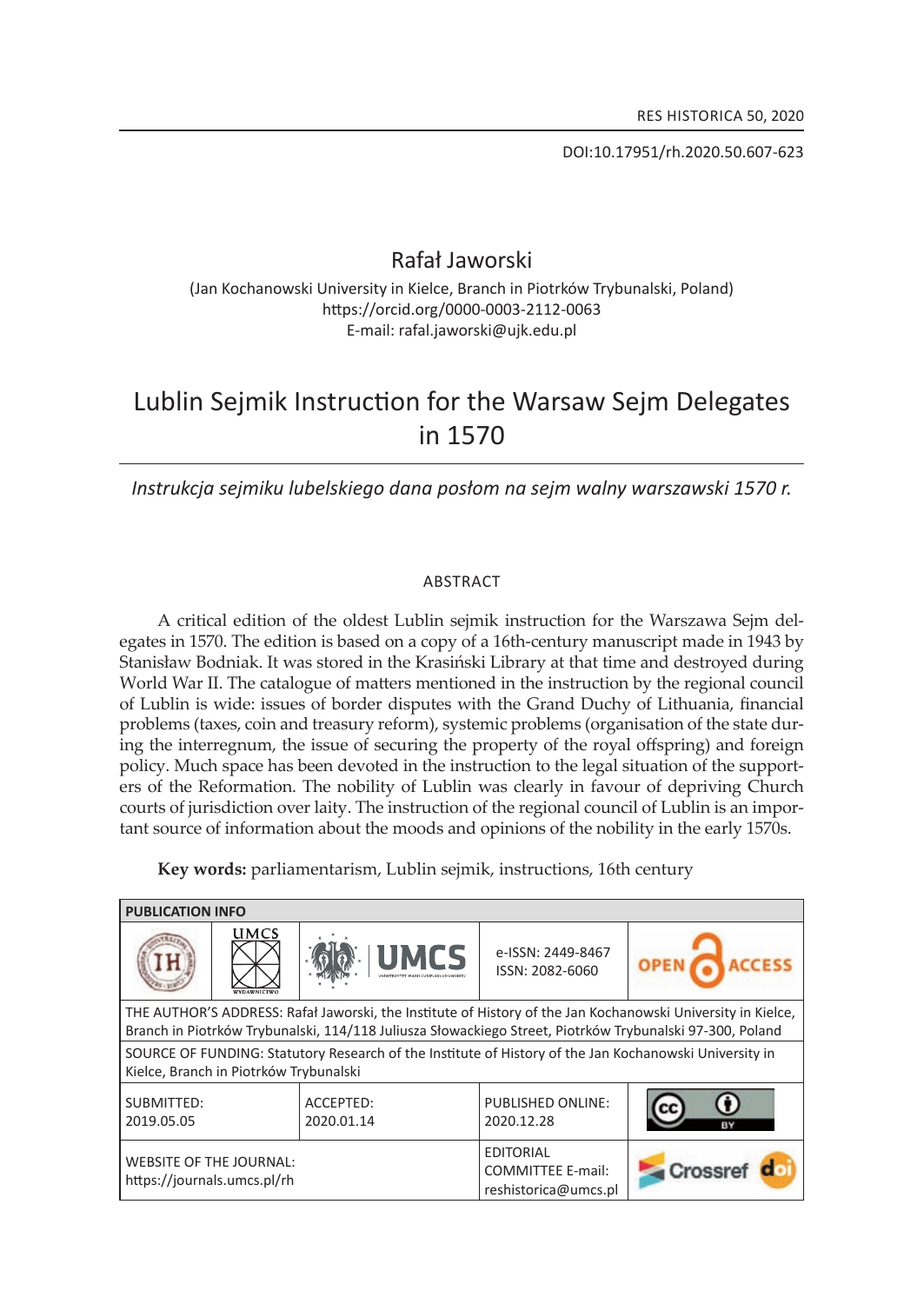RES HISTORICA 50, 2020

DOI:10.17951/rh.2020.50.607-623

Rafał Jaworski

(Jan Kochanowski University in Kielce, Branch in Piotrków Trybunalski, Poland)
https://orcid.org/0000-0003-2112-0063
E-mail: rafal.jaworski@ujk.edu.pl

# Lublin Sejmik Instruction for the Warsaw Sejm Delegates in 1570

*Instrukcja sejmiku lubelskiego dana posłom na sejm walny warszawski 1570 r.*

## ABSTRACT

A critical edition of the oldest Lublin sejmik instruction for the Warszawa Sejm delegates in 1570. The edition is based on a copy of a 16th-century manuscript made in 1943 by Stanisław Bodniak. It was stored in the Krasiński Library at that time and destroyed during World War II. The catalogue of matters mentioned in the instruction by the regional council of Lublin is wide: issues of border disputes with the Grand Duchy of Lithuania, financial problems (taxes, coin and treasury reform), systemic problems (organisation of the state during the interregnum, the issue of securing the property of the royal offspring) and foreign policy. Much space has been devoted in the instruction to the legal situation of the supporters of the Reformation. The nobility of Lublin was clearly in favour of depriving Church courts of jurisdiction over laity. The instruction of the regional council of Lublin is an important source of information about the moods and opinions of the nobility in the early 1570s.

**Key words:** parliamentarism, Lublin sejmik, instructions, 16th century

| PUBLICATION INFO | | | | |
|---|---|---|---|---|
| IH | UMCS WYDAWNICTWO | UMCS | e-ISSN: 2449-8467<br>ISSN: 2082-6060 | OPEN ACCESS |
| THE AUTHOR'S ADDRESS: Rafał Jaworski, the Institute of History of the Jan Kochanowski University in Kielce, Branch in Piotrków Trybunalski, 114/118 Juliusza Słowackiego Street, Piotrków Trybunalski 97-300, Poland | | | | |
| SOURCE OF FUNDING: Statutory Research of the Institute of History of the Jan Kochanowski University in Kielce, Branch in Piotrków Trybunalski | | | | |
| SUBMITTED:<br>2019.05.05 | ACCEPTED:<br>2020.01.14 | | PUBLISHED ONLINE:<br>2020.12.28 | CC BY |
| WEBSITE OF THE JOURNAL:<br>https://journals.umcs.pl/rh | | | EDITORIAL COMMITTEE E-mail:<br>reshistorica@umcs.pl | Crossref doi |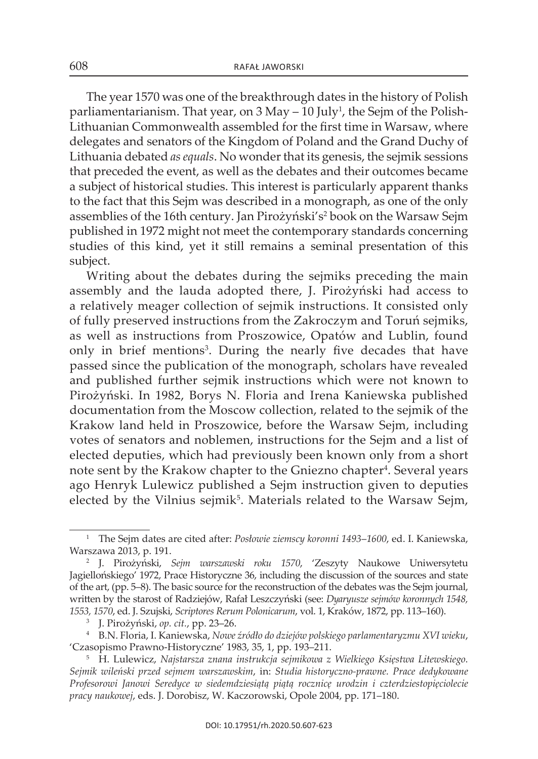The year 1570 was one of the breakthrough dates in the history of Polish parliamentarianism. That year, on 3 May – 10 July[1], the Sejm of the Polish-Lithuanian Commonwealth assembled for the first time in Warsaw, where delegates and senators of the Kingdom of Poland and the Grand Duchy of Lithuania debated *as equals*. No wonder that its genesis, the sejmik sessions that preceded the event, as well as the debates and their outcomes became a subject of historical studies. This interest is particularly apparent thanks to the fact that this Sejm was described in a monograph, as one of the only assemblies of the 16th century. Jan Pirożyński's[2] book on the Warsaw Sejm published in 1972 might not meet the contemporary standards concerning studies of this kind, yet it still remains a seminal presentation of this subject.

Writing about the debates during the sejmiks preceding the main assembly and the lauda adopted there, J. Pirożyński had access to a relatively meager collection of sejmik instructions. It consisted only of fully preserved instructions from the Zakroczym and Toruń sejmiks, as well as instructions from Proszowice, Opatów and Lublin, found only in brief mentions[3]. During the nearly five decades that have passed since the publication of the monograph, scholars have revealed and published further sejmik instructions which were not known to Pirożyński. In 1982, Borys N. Floria and Irena Kaniewska published documentation from the Moscow collection, related to the sejmik of the Krakow land held in Proszowice, before the Warsaw Sejm, including votes of senators and noblemen, instructions for the Sejm and a list of elected deputies, which had previously been known only from a short note sent by the Krakow chapter to the Gniezno chapter[4]. Several years ago Henryk Lulewicz published a Sejm instruction given to deputies elected by the Vilnius sejmik[5]. Materials related to the Warsaw Sejm,

---

[1] The Sejm dates are cited after: *Posłowie ziemscy koronni 1493–1600*, ed. I. Kaniewska, Warszawa 2013, p. 191.

[2] J. Pirożyński, *Sejm warszawski roku 1570*, 'Zeszyty Naukowe Uniwersytetu Jagiellońskiego' 1972, Prace Historyczne 36, including the discussion of the sources and state of the art, (pp. 5–8). The basic source for the reconstruction of the debates was the Sejm journal, written by the starost of Radziejów, Rafał Leszczyński (see: *Dyaryusze sejmów koronnych 1548, 1553, 1570*, ed. J. Szujski, *Scriptores Rerum Polonicarum*, vol. 1, Kraków, 1872, pp. 113–160).

[3] J. Pirożyński, *op. cit.*, pp. 23–26.

[4] B.N. Floria, I. Kaniewska, *Nowe źródło do dziejów polskiego parlamentaryzmu XVI wieku*, 'Czasopismo Prawno-Historyczne' 1983, 35, 1, pp. 193–211.

[5] H. Lulewicz, *Najstarsza znana instrukcja sejmikowa z Wielkiego Księstwa Litewskiego. Sejmik wileński przed sejmem warszawskim*, in: *Studia historyczno-prawne. Prace dedykowane Profesorowi Janowi Seredyce w siedemdziesiątą piątą rocznicę urodzin i czterdziestopięciolecie pracy naukowej*, eds. J. Dorobisz, W. Kaczorowski, Opole 2004, pp. 171–180.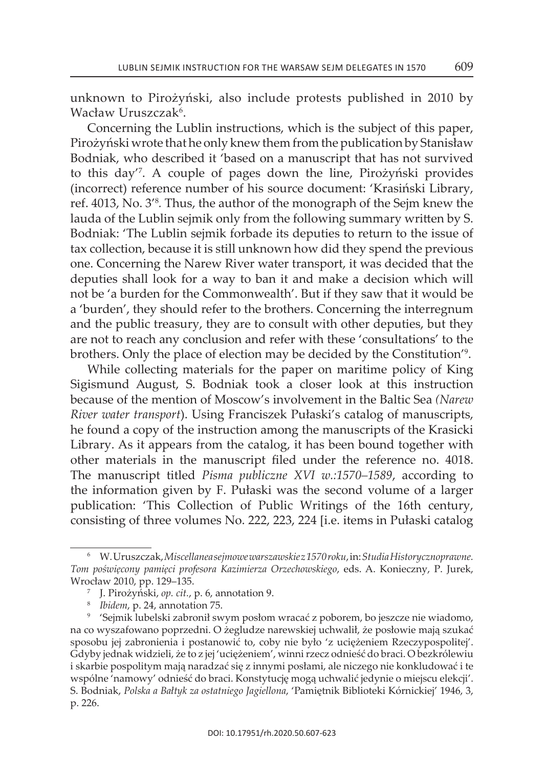unknown to Pirożyński, also include protests published in 2010 by Wacław Uruszczak[6].

Concerning the Lublin instructions, which is the subject of this paper, Pirożyński wrote that he only knew them from the publication by Stanisław Bodniak, who described it 'based on a manuscript that has not survived to this day'[7]. A couple of pages down the line, Pirożyński provides (incorrect) reference number of his source document: 'Krasiński Library, ref. 4013, No. 3'[8]. Thus, the author of the monograph of the Sejm knew the lauda of the Lublin sejmik only from the following summary written by S. Bodniak: 'The Lublin sejmik forbade its deputies to return to the issue of tax collection, because it is still unknown how did they spend the previous one. Concerning the Narew River water transport, it was decided that the deputies shall look for a way to ban it and make a decision which will not be 'a burden for the Commonwealth'. But if they saw that it would be a 'burden', they should refer to the brothers. Concerning the interregnum and the public treasury, they are to consult with other deputies, but they are not to reach any conclusion and refer with these 'consultations' to the brothers. Only the place of election may be decided by the Constitution'[9].

While collecting materials for the paper on maritime policy of King Sigismund August, S. Bodniak took a closer look at this instruction because of the mention of Moscow's involvement in the Baltic Sea *(Narew River water transport*). Using Franciszek Pułaski's catalog of manuscripts, he found a copy of the instruction among the manuscripts of the Krasicki Library. As it appears from the catalog, it has been bound together with other materials in the manuscript filed under the reference no. 4018. The manuscript titled *Pisma publiczne XVI w.:1570–1589*, according to the information given by F. Pułaski was the second volume of a larger publication: 'This Collection of Public Writings of the 16th century, consisting of three volumes No. 222, 223, 224 [i.e. items in Pułaski catalog

---

[6] W. Uruszczak, *Miscellanea sejmowe warszawskie z 1570 roku*, in: *Studia Historycznoprawne. Tom poświęcony pamięci profesora Kazimierza Orzechowskiego*, eds. A. Konieczny, P. Jurek, Wrocław 2010, pp. 129–135.

[7] J. Pirożyński, *op. cit.*, p. 6, annotation 9.

[8] *Ibidem*, p. 24, annotation 75.

[9] 'Sejmik lubelski zabronił swym posłom wracać z poborem, bo jeszcze nie wiadomo, na co wyszafowano poprzedni. O żegludze narewskiej uchwalił, że posłowie mają szukać sposobu jej zabronienia i postanowić to, coby nie było 'z uciężeniem Rzeczypospolitej'. Gdyby jednak widzieli, że to z jej 'uciężeniem', winni rzecz odnieść do braci. O bezkrólewiu i skarbie pospolitym mają naradzać się z innymi posłami, ale niczego nie konkludować i te wspólne 'namowy' odnieść do braci. Konstytucję mogą uchwalić jedynie o miejscu elekcji'. S. Bodniak, *Polska a Bałtyk za ostatniego Jagiellona*, 'Pamiętnik Biblioteki Kórnickiej' 1946, 3, p. 226.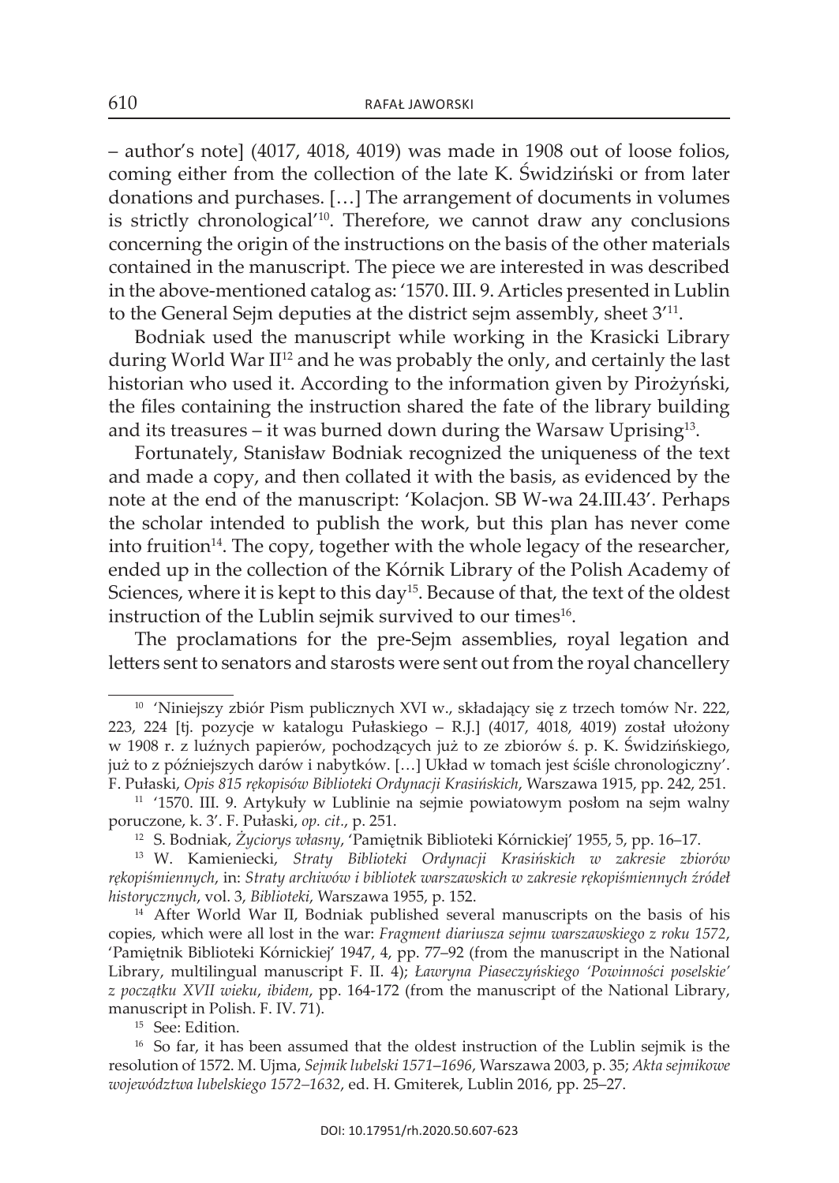– author's note] (4017, 4018, 4019) was made in 1908 out of loose folios, coming either from the collection of the late K. Świdziński or from later donations and purchases. […] The arrangement of documents in volumes is strictly chronological'[10]. Therefore, we cannot draw any conclusions concerning the origin of the instructions on the basis of the other materials contained in the manuscript. The piece we are interested in was described in the above-mentioned catalog as: '1570. III. 9. Articles presented in Lublin to the General Sejm deputies at the district sejm assembly, sheet 3'[11].

Bodniak used the manuscript while working in the Krasicki Library during World War II[12] and he was probably the only, and certainly the last historian who used it. According to the information given by Pirożyński, the files containing the instruction shared the fate of the library building and its treasures – it was burned down during the Warsaw Uprising[13].

Fortunately, Stanisław Bodniak recognized the uniqueness of the text and made a copy, and then collated it with the basis, as evidenced by the note at the end of the manuscript: 'Kolacjon. SB W-wa 24.III.43'. Perhaps the scholar intended to publish the work, but this plan has never come into fruition[14]. The copy, together with the whole legacy of the researcher, ended up in the collection of the Kórnik Library of the Polish Academy of Sciences, where it is kept to this day[15]. Because of that, the text of the oldest instruction of the Lublin sejmik survived to our times[16].

The proclamations for the pre-Sejm assemblies, royal legation and letters sent to senators and starosts were sent out from the royal chancellery

---

[10] 'Niniejszy zbiór Pism publicznych XVI w., składający się z trzech tomów Nr. 222, 223, 224 [tj. pozycje w katalogu Pułaskiego – R.J.] (4017, 4018, 4019) został ułożony w 1908 r. z luźnych papierów, pochodzących już to ze zbiorów ś. p. K. Świdzińskiego, już to z późniejszych darów i nabytków. […] Układ w tomach jest ściśle chronologiczny'. F. Pułaski, *Opis 815 rękopisów Biblioteki Ordynacji Krasińskich*, Warszawa 1915, pp. 242, 251.

[11] '1570. III. 9. Artykuły w Lublinie na sejmie powiatowym posłom na sejm walny poruczone, k. 3'. F. Pułaski, *op. cit.*, p. 251.

[12] S. Bodniak, *Życiorys własny*, 'Pamiętnik Biblioteki Kórnickiej' 1955, 5, pp. 16–17.

[13] W. Kamieniecki, *Straty Biblioteki Ordynacji Krasińskich w zakresie zbiorów rękopiśmiennych*, in: *Straty archiwów i bibliotek warszawskich w zakresie rękopiśmiennych źródeł historycznych*, vol. 3, *Biblioteki*, Warszawa 1955, p. 152.

[14] After World War II, Bodniak published several manuscripts on the basis of his copies, which were all lost in the war: *Fragment diariusza sejmu warszawskiego z roku 1572*, 'Pamiętnik Biblioteki Kórnickiej' 1947, 4, pp. 77–92 (from the manuscript in the National Library, multilingual manuscript F. II. 4); *Ławryna Piaseczyńskiego 'Powinności poselskie' z początku XVII wieku*, *ibidem*, pp. 164-172 (from the manuscript of the National Library, manuscript in Polish. F. IV. 71).

[15] See: Edition.

[16] So far, it has been assumed that the oldest instruction of the Lublin sejmik is the resolution of 1572. M. Ujma, *Sejmik lubelski 1571–1696*, Warszawa 2003, p. 35; *Akta sejmikowe województwa lubelskiego 1572–1632*, ed. H. Gmiterek, Lublin 2016, pp. 25–27.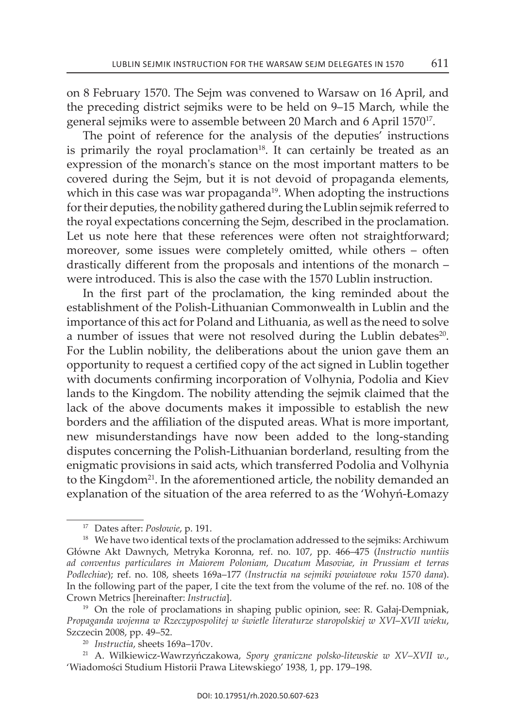on 8 February 1570. The Sejm was convened to Warsaw on 16 April, and the preceding district sejmiks were to be held on 9–15 March, while the general sejmiks were to assemble between 20 March and 6 April 1570[17].

The point of reference for the analysis of the deputies' instructions is primarily the royal proclamation[18]. It can certainly be treated as an expression of the monarch's stance on the most important matters to be covered during the Sejm, but it is not devoid of propaganda elements, which in this case was war propaganda[19]. When adopting the instructions for their deputies, the nobility gathered during the Lublin sejmik referred to the royal expectations concerning the Sejm, described in the proclamation. Let us note here that these references were often not straightforward; moreover, some issues were completely omitted, while others – often drastically different from the proposals and intentions of the monarch – were introduced. This is also the case with the 1570 Lublin instruction.

In the first part of the proclamation, the king reminded about the establishment of the Polish-Lithuanian Commonwealth in Lublin and the importance of this act for Poland and Lithuania, as well as the need to solve a number of issues that were not resolved during the Lublin debates[20]. For the Lublin nobility, the deliberations about the union gave them an opportunity to request a certified copy of the act signed in Lublin together with documents confirming incorporation of Volhynia, Podolia and Kiev lands to the Kingdom. The nobility attending the sejmik claimed that the lack of the above documents makes it impossible to establish the new borders and the affiliation of the disputed areas. What is more important, new misunderstandings have now been added to the long-standing disputes concerning the Polish-Lithuanian borderland, resulting from the enigmatic provisions in said acts, which transferred Podolia and Volhynia to the Kingdom[21]. In the aforementioned article, the nobility demanded an explanation of the situation of the area referred to as the 'Wohyń-Łomazy

---

[17] Dates after: *Posłowie*, p. 191.

[18] We have two identical texts of the proclamation addressed to the sejmiks: Archiwum Główne Akt Dawnych, Metryka Koronna, ref. no. 107, pp. 466–475 (*Instructio nuntiis ad conventus particulares in Maiorem Poloniam, Ducatum Masoviae, in Prussiam et terras Podlechiae*); ref. no. 108, sheets 169a–177 (*Instructia na sejmiki powiatowe roku 1570 dana*). In the following part of the paper, I cite the text from the volume of the ref. no. 108 of the Crown Metrics [hereinafter: *Instructia*].

[19] On the role of proclamations in shaping public opinion, see: R. Gałaj-Dempniak, *Propaganda wojenna w Rzeczypospolitej w świetle literaturze staropolskiej w XVI–XVII wieku*, Szczecin 2008, pp. 49–52.

[20] *Instructia*, sheets 169a–170v.

[21] A. Wilkiewicz-Wawrzyńczakowa, *Spory graniczne polsko-litewskie w XV–XVII w.*, 'Wiadomości Studium Historii Prawa Litewskiego' 1938, 1, pp. 179–198.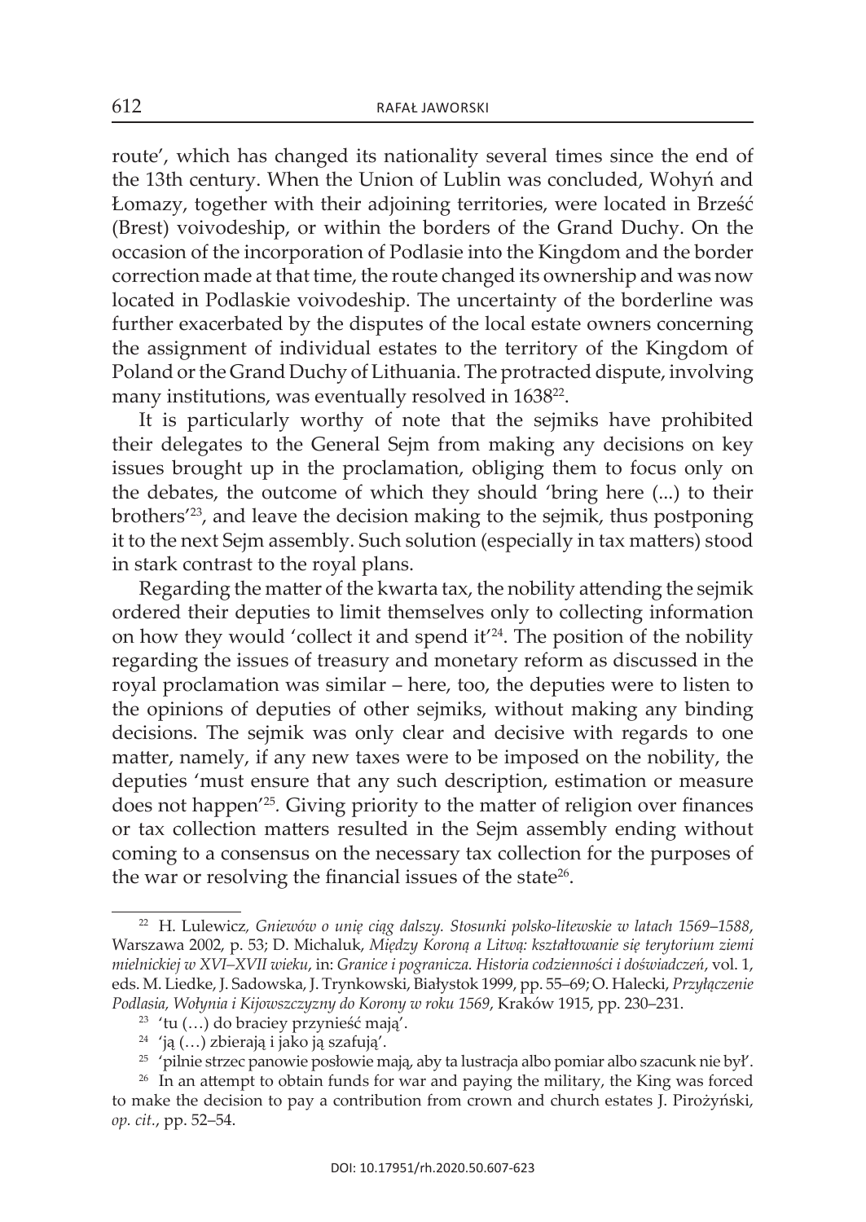route', which has changed its nationality several times since the end of the 13th century. When the Union of Lublin was concluded, Wohyń and Łomazy, together with their adjoining territories, were located in Brześć (Brest) voivodeship, or within the borders of the Grand Duchy. On the occasion of the incorporation of Podlasie into the Kingdom and the border correction made at that time, the route changed its ownership and was now located in Podlaskie voivodeship. The uncertainty of the borderline was further exacerbated by the disputes of the local estate owners concerning the assignment of individual estates to the territory of the Kingdom of Poland or the Grand Duchy of Lithuania. The protracted dispute, involving many institutions, was eventually resolved in 1638[22].

It is particularly worthy of note that the sejmiks have prohibited their delegates to the General Sejm from making any decisions on key issues brought up in the proclamation, obliging them to focus only on the debates, the outcome of which they should 'bring here (...) to their brothers'[23], and leave the decision making to the sejmik, thus postponing it to the next Sejm assembly. Such solution (especially in tax matters) stood in stark contrast to the royal plans.

Regarding the matter of the kwarta tax, the nobility attending the sejmik ordered their deputies to limit themselves only to collecting information on how they would 'collect it and spend it'[24]. The position of the nobility regarding the issues of treasury and monetary reform as discussed in the royal proclamation was similar – here, too, the deputies were to listen to the opinions of deputies of other sejmiks, without making any binding decisions. The sejmik was only clear and decisive with regards to one matter, namely, if any new taxes were to be imposed on the nobility, the deputies 'must ensure that any such description, estimation or measure does not happen'[25]. Giving priority to the matter of religion over finances or tax collection matters resulted in the Sejm assembly ending without coming to a consensus on the necessary tax collection for the purposes of the war or resolving the financial issues of the state[26].

---

[22] H. Lulewicz, *Gniewów o unię ciąg dalszy. Stosunki polsko-litewskie w latach 1569–1588*, Warszawa 2002, p. 53; D. Michaluk, *Między Koroną a Litwą: kształtowanie się terytorium ziemi mielnickiej w XVI–XVII wieku*, in: *Granice i pogranicza. Historia codzienności i doświadczeń*, vol. 1, eds. M. Liedke, J. Sadowska, J. Trynkowski, Białystok 1999, pp. 55–69; O. Halecki, *Przyłączenie Podlasia, Wołynia i Kijowszczyzny do Korony w roku 1569*, Kraków 1915, pp. 230–231.

[23] 'tu (…) do braciey przynieść mają'.

[24] 'ją (…) zbierają i jako ją szafują'.

[25] 'pilnie strzec panowie posłowie mają, aby ta lustracja albo pomiar albo szacunk nie był'.

[26] In an attempt to obtain funds for war and paying the military, the King was forced to make the decision to pay a contribution from crown and church estates J. Pirożyński, *op. cit.*, pp. 52–54.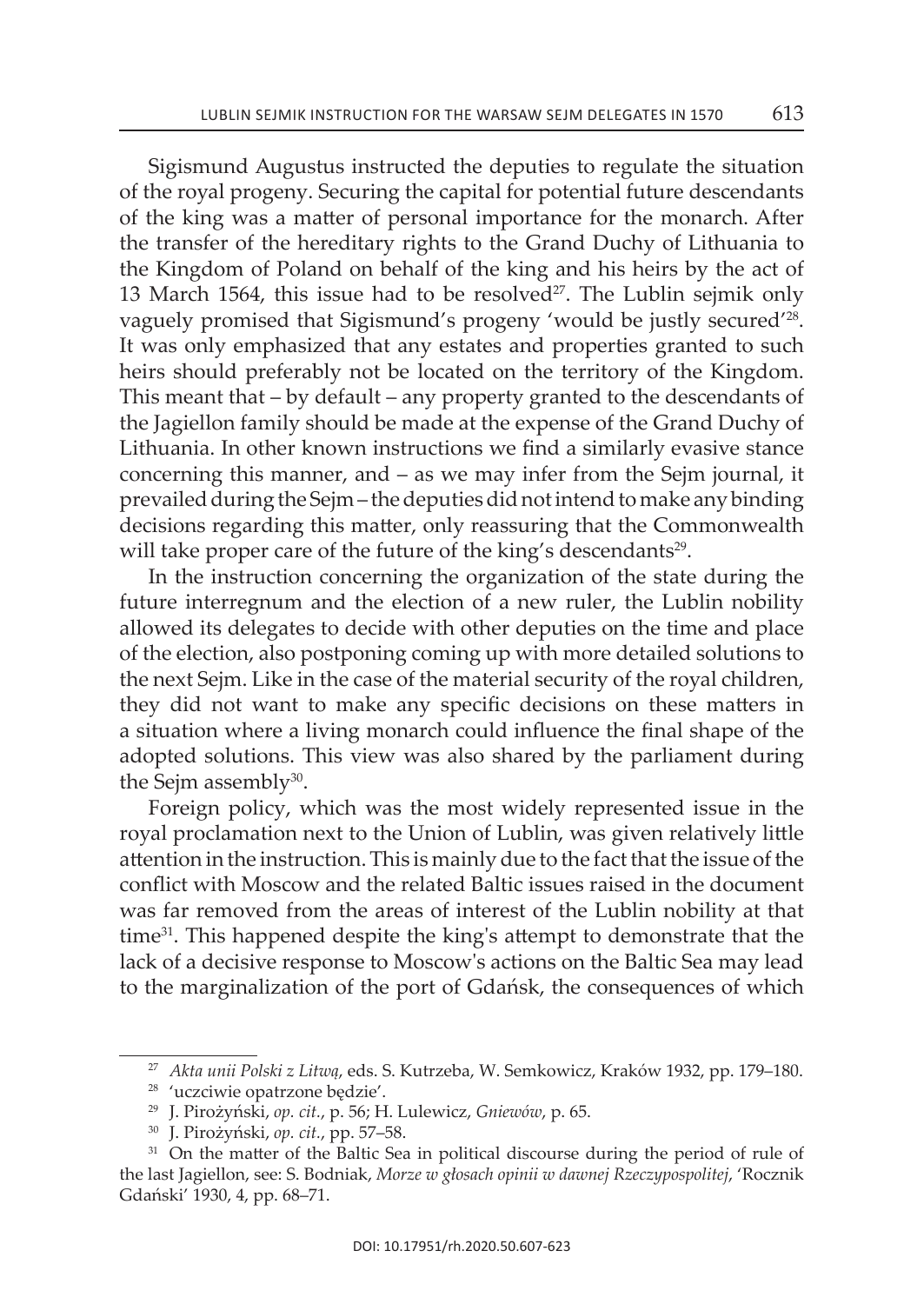Sigismund Augustus instructed the deputies to regulate the situation of the royal progeny. Securing the capital for potential future descendants of the king was a matter of personal importance for the monarch. After the transfer of the hereditary rights to the Grand Duchy of Lithuania to the Kingdom of Poland on behalf of the king and his heirs by the act of 13 March 1564, this issue had to be resolved[27]. The Lublin sejmik only vaguely promised that Sigismund's progeny 'would be justly secured'[28]. It was only emphasized that any estates and properties granted to such heirs should preferably not be located on the territory of the Kingdom. This meant that – by default – any property granted to the descendants of the Jagiellon family should be made at the expense of the Grand Duchy of Lithuania. In other known instructions we find a similarly evasive stance concerning this manner, and – as we may infer from the Sejm journal, it prevailed during the Sejm – the deputies did not intend to make any binding decisions regarding this matter, only reassuring that the Commonwealth will take proper care of the future of the king's descendants[29].

In the instruction concerning the organization of the state during the future interregnum and the election of a new ruler, the Lublin nobility allowed its delegates to decide with other deputies on the time and place of the election, also postponing coming up with more detailed solutions to the next Sejm. Like in the case of the material security of the royal children, they did not want to make any specific decisions on these matters in a situation where a living monarch could influence the final shape of the adopted solutions. This view was also shared by the parliament during the Sejm assembly[30].

Foreign policy, which was the most widely represented issue in the royal proclamation next to the Union of Lublin, was given relatively little attention in the instruction. This is mainly due to the fact that the issue of the conflict with Moscow and the related Baltic issues raised in the document was far removed from the areas of interest of the Lublin nobility at that time[31]. This happened despite the king's attempt to demonstrate that the lack of a decisive response to Moscow's actions on the Baltic Sea may lead to the marginalization of the port of Gdańsk, the consequences of which

---

[27] *Akta unii Polski z Litwą*, eds. S. Kutrzeba, W. Semkowicz, Kraków 1932, pp. 179–180.

[28] 'uczciwie opatrzone będzie'.

[29] J. Pirożyński, *op. cit.*, p. 56; H. Lulewicz, *Gniewów*, p. 65.

[30] J. Pirożyński, *op. cit.*, pp. 57–58.

[31] On the matter of the Baltic Sea in political discourse during the period of rule of the last Jagiellon, see: S. Bodniak, *Morze w głosach opinii w dawnej Rzeczypospolitej*, 'Rocznik Gdański' 1930, 4, pp. 68–71.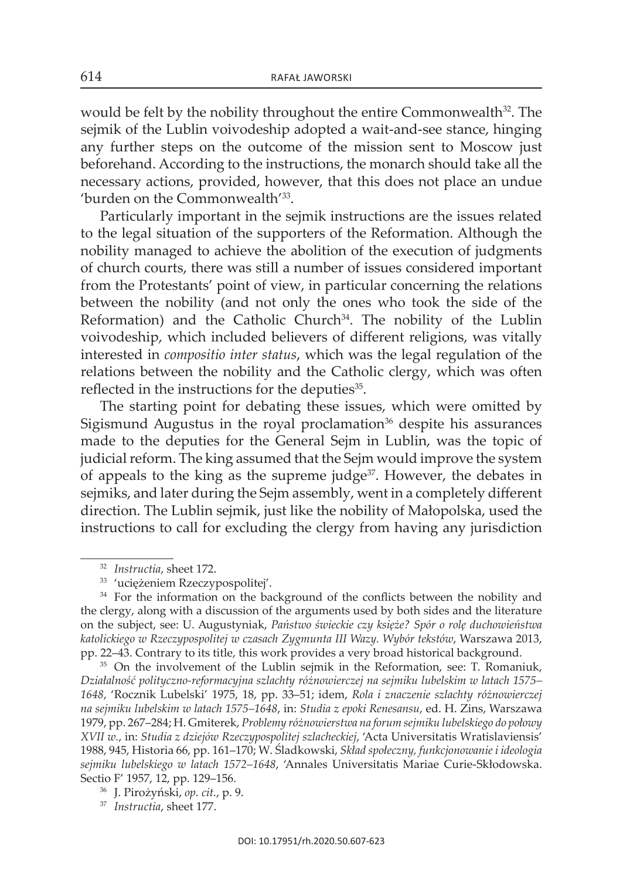would be felt by the nobility throughout the entire Commonwealth[32]. The sejmik of the Lublin voivodeship adopted a wait-and-see stance, hinging any further steps on the outcome of the mission sent to Moscow just beforehand. According to the instructions, the monarch should take all the necessary actions, provided, however, that this does not place an undue 'burden on the Commonwealth'[33].

Particularly important in the sejmik instructions are the issues related to the legal situation of the supporters of the Reformation. Although the nobility managed to achieve the abolition of the execution of judgments of church courts, there was still a number of issues considered important from the Protestants' point of view, in particular concerning the relations between the nobility (and not only the ones who took the side of the Reformation) and the Catholic Church[34]. The nobility of the Lublin voivodeship, which included believers of different religions, was vitally interested in *compositio inter status*, which was the legal regulation of the relations between the nobility and the Catholic clergy, which was often reflected in the instructions for the deputies[35].

The starting point for debating these issues, which were omitted by Sigismund Augustus in the royal proclamation[36] despite his assurances made to the deputies for the General Sejm in Lublin, was the topic of judicial reform. The king assumed that the Sejm would improve the system of appeals to the king as the supreme judge[37]. However, the debates in sejmiks, and later during the Sejm assembly, went in a completely different direction. The Lublin sejmik, just like the nobility of Małopolska, used the instructions to call for excluding the clergy from having any jurisdiction

---

[32] *Instructia*, sheet 172.

[33] 'uciężeniem Rzeczypospolitej'.

[34] For the information on the background of the conflicts between the nobility and the clergy, along with a discussion of the arguments used by both sides and the literature on the subject, see: U. Augustyniak, *Państwo świeckie czy księże? Spór o rolę duchowieństwa katolickiego w Rzeczypospolitej w czasach Zygmunta III Wazy. Wybór tekstów*, Warszawa 2013, pp. 22–43. Contrary to its title, this work provides a very broad historical background.

[35] On the involvement of the Lublin sejmik in the Reformation, see: T. Romaniuk, *Działalność polityczno-reformacyjna szlachty różnowierczej na sejmiku lubelskim w latach 1575–1648*, 'Rocznik Lubelski' 1975, 18, pp. 33–51; idem, *Rola i znaczenie szlachty różnowierczej na sejmiku lubelskim w latach 1575–1648*, in: *Studia z epoki Renesansu*, ed. H. Zins, Warszawa 1979, pp. 267–284; H. Gmiterek, *Problemy różnowierstwa na forum sejmiku lubelskiego do połowy XVII w.*, in: *Studia z dziejów Rzeczypospolitej szlacheckiej*, 'Acta Universitatis Wratislaviensis' 1988, 945, Historia 66, pp. 161–170; W. Śladkowski, *Skład społeczny, funkcjonowanie i ideologia sejmiku lubelskiego w latach 1572–1648*, 'Annales Universitatis Mariae Curie-Skłodowska. Sectio F' 1957, 12, pp. 129–156.

[36] J. Pirożyński, *op. cit.*, p. 9.

[37] *Instructia*, sheet 177.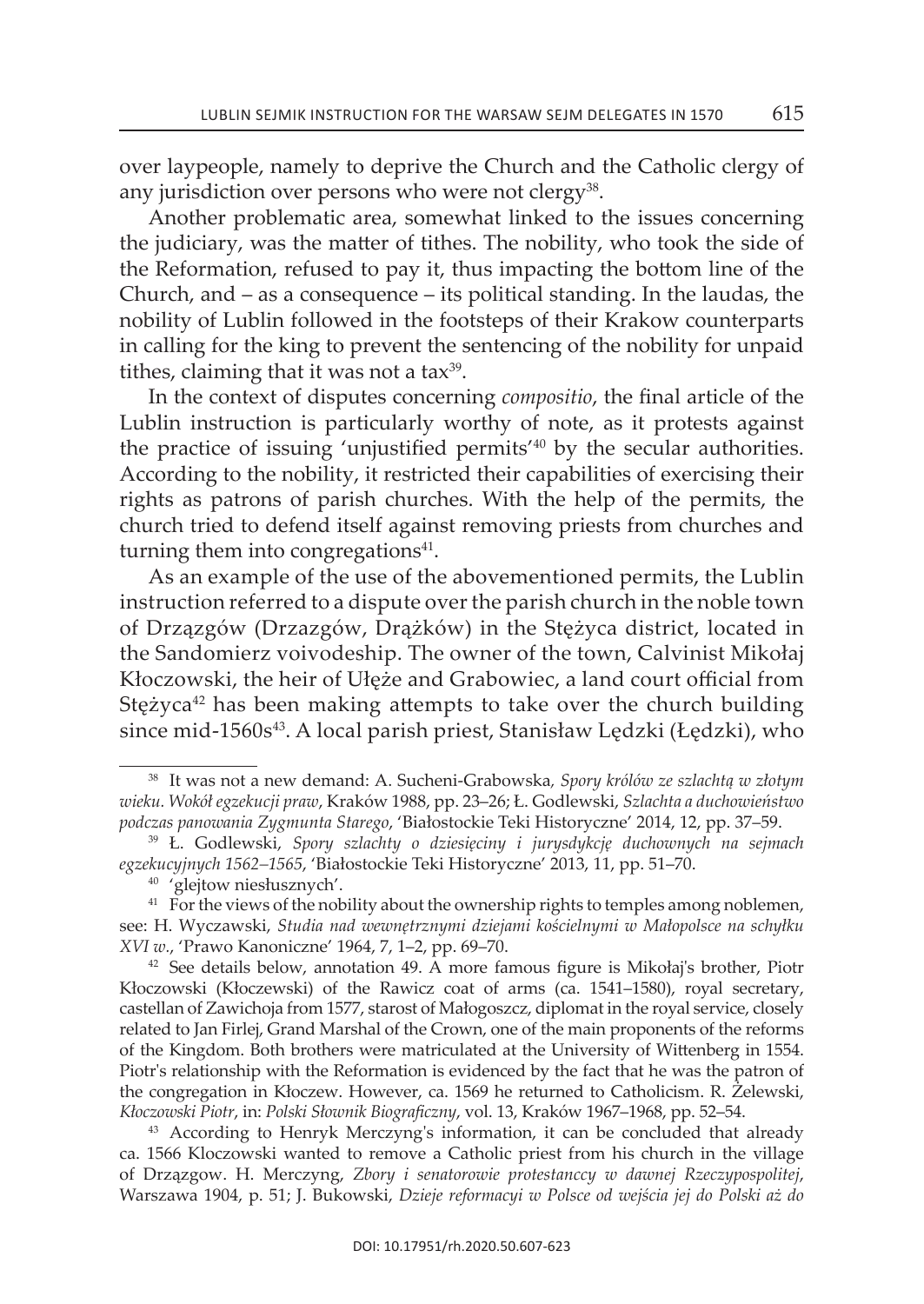over laypeople, namely to deprive the Church and the Catholic clergy of any jurisdiction over persons who were not clergy[38].

Another problematic area, somewhat linked to the issues concerning the judiciary, was the matter of tithes. The nobility, who took the side of the Reformation, refused to pay it, thus impacting the bottom line of the Church, and – as a consequence – its political standing. In the laudas, the nobility of Lublin followed in the footsteps of their Krakow counterparts in calling for the king to prevent the sentencing of the nobility for unpaid tithes, claiming that it was not a tax[39].

In the context of disputes concerning *compositio*, the final article of the Lublin instruction is particularly worthy of note, as it protests against the practice of issuing 'unjustified permits'[40] by the secular authorities. According to the nobility, it restricted their capabilities of exercising their rights as patrons of parish churches. With the help of the permits, the church tried to defend itself against removing priests from churches and turning them into congregations[41].

As an example of the use of the abovementioned permits, the Lublin instruction referred to a dispute over the parish church in the noble town of Drządzgów (Drzazgów, Drążków) in the Stężyca district, located in the Sandomierz voivodeship. The owner of the town, Calvinist Mikołaj Kłoczowski, the heir of Ułęże and Grabowiec, a land court official from Stężyca[42] has been making attempts to take over the church building since mid-1560s[43]. A local parish priest, Stanisław Lędzki (Łędzki), who

---

[38] It was not a new demand: A. Sucheni-Grabowska*, Spory królów ze szlachtą w złotym wieku. Wokół egzekucji praw*, Kraków 1988, pp. 23–26; Ł. Godlewski, *Szlachta a duchowieństwo podczas panowania Zygmunta Starego*, 'Białostockie Teki Historyczne' 2014, 12, pp. 37–59.

[39] Ł. Godlewski, *Spory szlachty o dziesięciny i jurysdykcję duchownych na sejmach egzekucyjnych 1562–1565*, 'Białostockie Teki Historyczne' 2013, 11, pp. 51–70.

[40] 'glejtow niesłusznych'.

[41] For the views of the nobility about the ownership rights to temples among noblemen, see: H. Wyczawski, *Studia nad wewnętrznymi dziejami kościelnymi w Małopolsce na schyłku XVI w.*, 'Prawo Kanoniczne' 1964, 7, 1–2, pp. 69–70.

[42] See details below, annotation 49. A more famous figure is Mikołaj's brother, Piotr Kłoczowski (Kłoczewski) of the Rawicz coat of arms (ca. 1541–1580), royal secretary, castellan of Zawichoja from 1577, starost of Małogoszcz, diplomat in the royal service, closely related to Jan Firlej, Grand Marshal of the Crown, one of the main proponents of the reforms of the Kingdom. Both brothers were matriculated at the University of Wittenberg in 1554. Piotr's relationship with the Reformation is evidenced by the fact that he was the patron of the congregation in Kłoczew. However, ca. 1569 he returned to Catholicism. R. Żelewski, *Kłoczowski Piotr*, in: *Polski Słownik Biograficzny*, vol. 13, Kraków 1967–1968, pp. 52–54.

[43] According to Henryk Merczyng's information, it can be concluded that already ca. 1566 Kloczowski wanted to remove a Catholic priest from his church in the village of Drządzgow. H. Merczyng, *Zbory i senatorowie protestanccy w dawnej Rzeczypospolitej*, Warszawa 1904, p. 51; J. Bukowski, *Dzieje reformacyi w Polsce od wejścia jej do Polski aż do*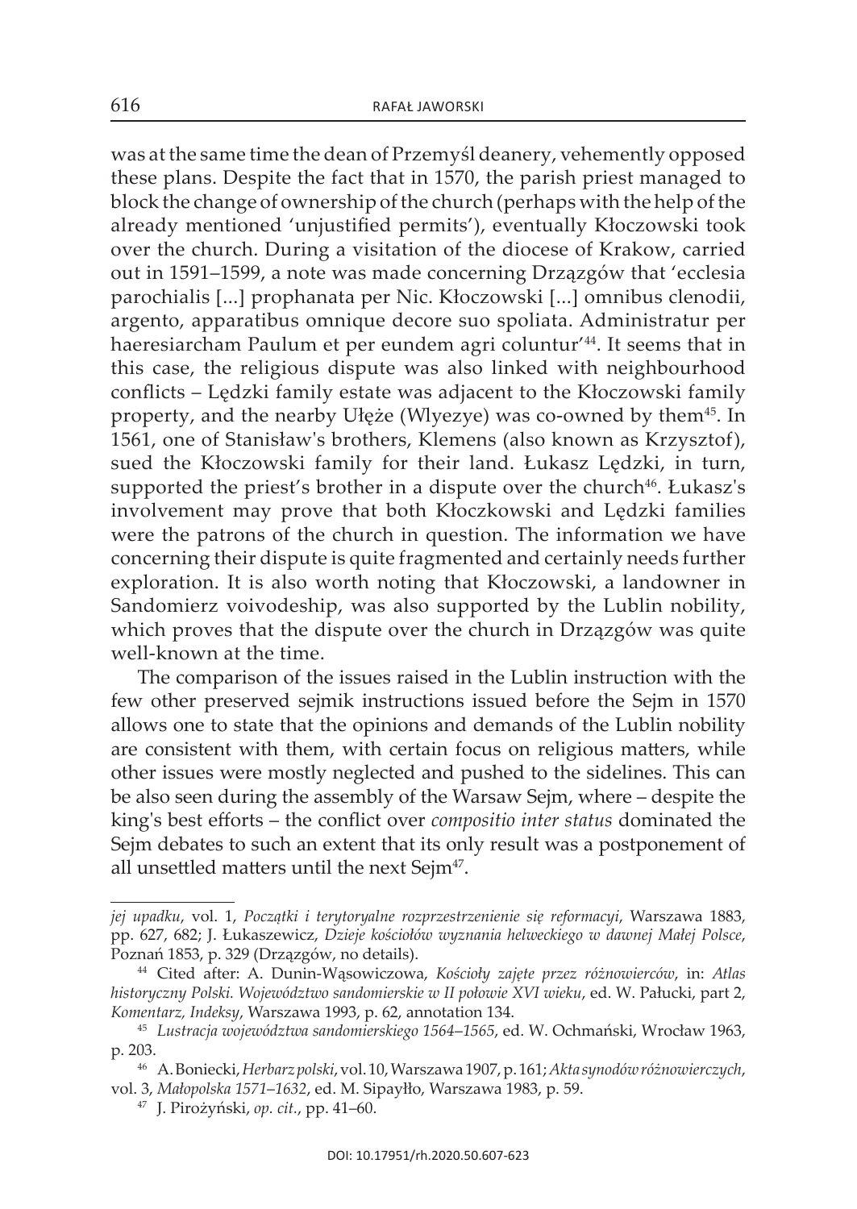was at the same time the dean of Przemyśl deanery, vehemently opposed these plans. Despite the fact that in 1570, the parish priest managed to block the change of ownership of the church (perhaps with the help of the already mentioned 'unjustified permits'), eventually Kłoczowski took over the church. During a visitation of the diocese of Krakow, carried out in 1591–1599, a note was made concerning Drządzgów that 'ecclesia parochialis [...] prophanata per Nic. Kłoczowski [...] omnibus clenodii, argento, apparatibus omnique decore suo spoliata. Administratur per haeresiarcham Paulum et per eundem agri coluntur'[44]. It seems that in this case, the religious dispute was also linked with neighbourhood conflicts – Lędzki family estate was adjacent to the Kłoczowski family property, and the nearby Ułęże (Wlyezye) was co-owned by them[45]. In 1561, one of Stanisław's brothers, Klemens (also known as Krzysztof), sued the Kłoczowski family for their land. Łukasz Lędzki, in turn, supported the priest's brother in a dispute over the church[46]. Łukasz's involvement may prove that both Kłoczkowski and Lędzki families were the patrons of the church in question. The information we have concerning their dispute is quite fragmented and certainly needs further exploration. It is also worth noting that Kłoczowski, a landowner in Sandomierz voivodeship, was also supported by the Lublin nobility, which proves that the dispute over the church in Drządzgów was quite well-known at the time.

The comparison of the issues raised in the Lublin instruction with the few other preserved sejmik instructions issued before the Sejm in 1570 allows one to state that the opinions and demands of the Lublin nobility are consistent with them, with certain focus on religious matters, while other issues were mostly neglected and pushed to the sidelines. This can be also seen during the assembly of the Warsaw Sejm, where – despite the king's best efforts – the conflict over *compositio inter status* dominated the Sejm debates to such an extent that its only result was a postponement of all unsettled matters until the next Sejm[47].

---

*jej upadku*, vol. 1, *Początki i terytoryalne rozprzestrzenienie się reformacyi*, Warszawa 1883, pp. 627, 682; J. Łukaszewicz, *Dzieje kościołów wyznania helweckiego w dawnej Małej Polsce*, Poznań 1853, p. 329 (Drządzgów, no details).

[44] Cited after: A. Dunin-Wąsowiczowa, *Kościoły zajęte przez różnowierców*, in: *Atlas historyczny Polski. Województwo sandomierskie w II połowie XVI wieku*, ed. W. Pałucki, part 2, *Komentarz, Indeksy*, Warszawa 1993, p. 62, annotation 134.

[45] *Lustracja województwa sandomierskiego 1564–1565*, ed. W. Ochmański, Wrocław 1963, p. 203.

[46] A. Boniecki, *Herbarz polski*, vol. 10, Warszawa 1907, p. 161; *Akta synodów różnowierczych*, vol. 3, *Małopolska 1571–1632*, ed. M. Sipayłło, Warszawa 1983, p. 59.

[47] J. Pirożyński, *op. cit.*, pp. 41–60.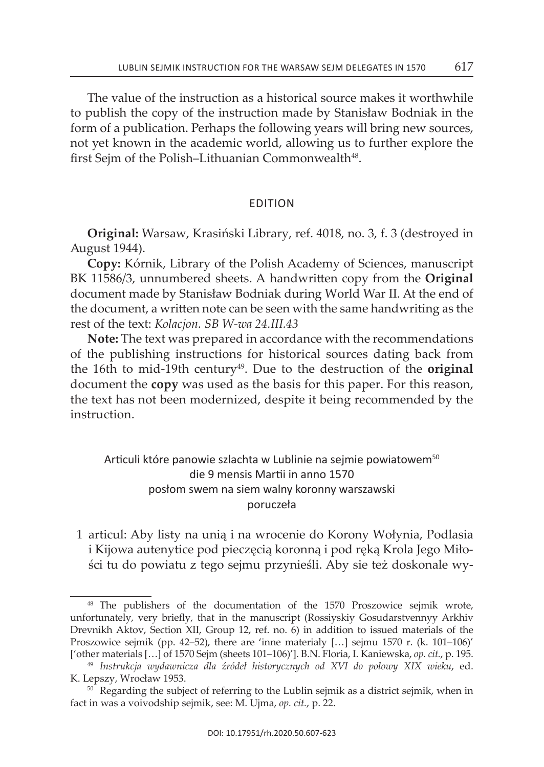The value of the instruction as a historical source makes it worthwhile to publish the copy of the instruction made by Stanisław Bodniak in the form of a publication. Perhaps the following years will bring new sources, not yet known in the academic world, allowing us to further explore the first Sejm of the Polish–Lithuanian Commonwealth[48].

## EDITION

**Original:** Warsaw, Krasiński Library, ref. 4018, no. 3, f. 3 (destroyed in August 1944).

**Copy:** Kórnik, Library of the Polish Academy of Sciences, manuscript BK 11586/3, unnumbered sheets. A handwritten copy from the **Original** document made by Stanisław Bodniak during World War II. At the end of the document, a written note can be seen with the same handwriting as the rest of the text: *Kolacjon. SB W-wa 24.III.43*

**Note:** The text was prepared in accordance with the recommendations of the publishing instructions for historical sources dating back from the 16th to mid-19th century[49]. Due to the destruction of the **original** document the **copy** was used as the basis for this paper. For this reason, the text has not been modernized, despite it being recommended by the instruction.

### Articuli które panowie szlachta w Lublinie na sejmie powiatowem[50] die 9 mensis Martii in anno 1570 posłom swem na siem walny koronny warszawski poruczeła

1 articul: Aby listy na unią i na wrocenie do Korony Wołynia, Podlasia i Kijowa autenytice pod pieczęcią koronną i pod ręką Krola Jego Miłości tu do powiatu z tego sejmu przynieśli. Aby sie też doskonale wy-

---

[48] The publishers of the documentation of the 1570 Proszowice sejmik wrote, unfortunately, very briefly, that in the manuscript (Rossiyskiy Gosudarstvennyy Arkhiv Drevnikh Aktov, Section XII, Group 12, ref. no. 6) in addition to issued materials of the Proszowice sejmik (pp. 42–52), there are 'inne materiały […] sejmu 1570 r. (k. 101–106)' ['other materials […] of 1570 Sejm (sheets 101–106)']. B.N. Floria, I. Kaniewska, *op. cit.*, p. 195.

[49] *Instrukcja wydawnicza dla źródeł historycznych od XVI do połowy XIX wieku*, ed. K. Lepszy, Wrocław 1953.

[50] Regarding the subject of referring to the Lublin sejmik as a district sejmik, when in fact in was a voivodship sejmik, see: M. Ujma, *op. cit.*, p. 22.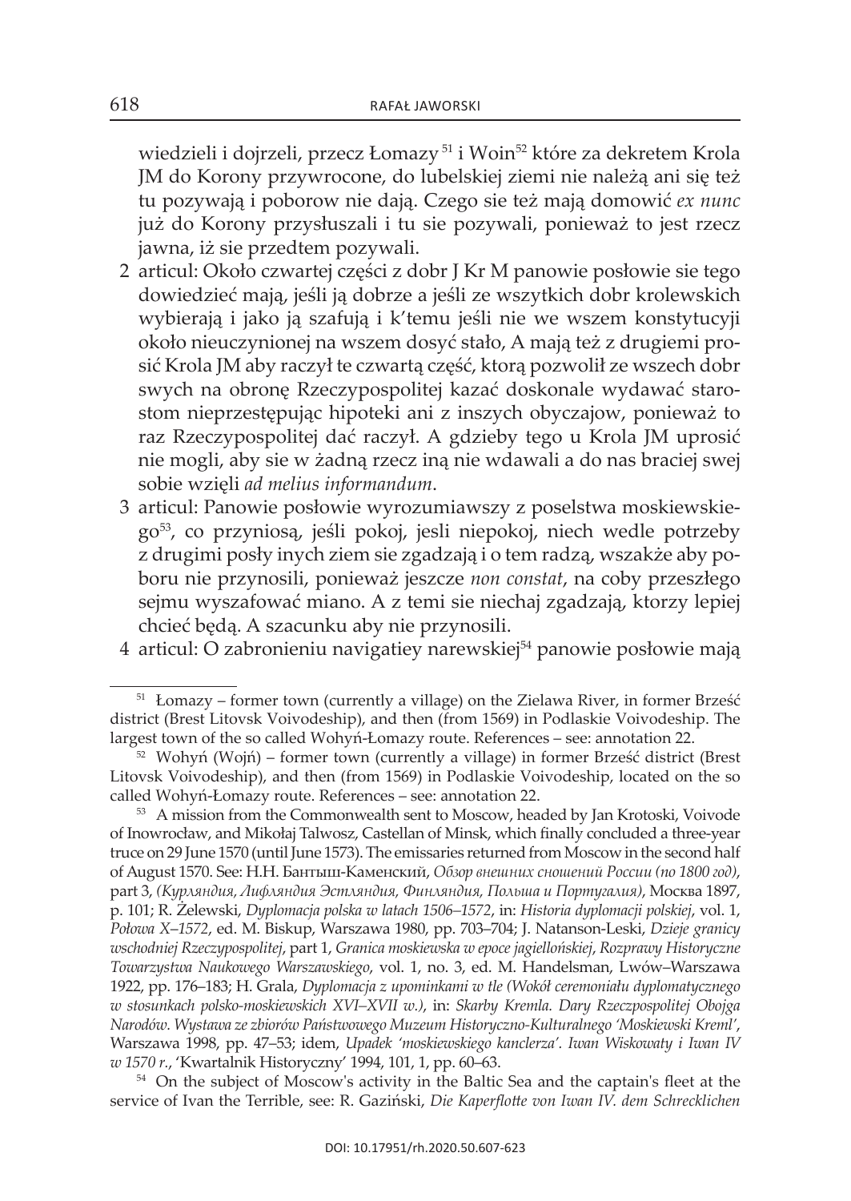wiedzieli i dojrzeli, przecz Łomazy [51] i Woin[52] które za dekretem Krola JM do Korony przywrocone, do lubelskiej ziemi nie należą ani się też tu pozywają i poborow nie dają. Czego sie też mają domowić *ex nunc* już do Korony przysłuszali i tu sie pozywali, ponieważ to jest rzecz jawna, iż sie przedtem pozywali.

2 articul: Około czwartej części z dobr J Kr M panowie posłowie sie tego dowiedzieć mają, jeśli ją dobrze a jeśli ze wszytkich dobr krolewskich wybierają i jako ją szafują i k'temu jeśli nie we wszem konstytucyji około nieuczynionej na wszem dosyć stało, A mają też z drugiemi prosić Krola JM aby raczył te czwartą część, ktorą pozwolił ze wszech dobr swych na obronę Rzeczypospolitej kazać doskonale wydawać starostom nieprzestępując hipoteki ani z inszych obyczajow, ponieważ to raz Rzeczypospolitej dać raczył. A gdzieby tego u Krola JM uprosić nie mogli, aby sie w żadną rzecz iną nie wdawali a do nas braciej swej sobie wzięli *ad melius informandum*.

3 articul: Panowie posłowie wyrozumiawszy z poselstwa moskiewskiego[53], co przyniosą, jeśli pokoj, jesli niepokoj, niech wedle potrzeby z drugimi posły inych ziem sie zgadzają i o tem radzą, wszakże aby poboru nie przynosili, ponieważ jeszcze *non constat*, na coby przeszłego sejmu wyszafować miano. A z temi sie niechaj zgadzają, ktorzy lepiej chcieć będą. A szacunku aby nie przynosili.

4 articul: O zabronieniu navigatiey narewskiej[54] panowie posłowie mają

---

[51] Łomazy – former town (currently a village) on the Zielawa River, in former Brześć district (Brest Litovsk Voivodeship), and then (from 1569) in Podlaskie Voivodeship. The largest town of the so called Wohyń-Łomazy route. References – see: annotation 22.

[52] Wohyń (Wojń) – former town (currently a village) in former Brześć district (Brest Litovsk Voivodeship), and then (from 1569) in Podlaskie Voivodeship, located on the so called Wohyń-Łomazy route. References – see: annotation 22.

[53] A mission from the Commonwealth sent to Moscow, headed by Jan Krotoski, Voivode of Inowrocław, and Mikołaj Talwosz, Castellan of Minsk, which finally concluded a three-year truce on 29 June 1570 (until June 1573). The emissaries returned from Moscow in the second half of August 1570. See: Н.Н. Бантыш-Каменский, *Обзор внешних сношений России (по 1800 год)*, part 3, *(Курляндия, Лифляндия Эстляндия, Финляндия, Польша и Португалия)*, Москва 1897, p. 101; R. Żelewski, *Dyplomacja polska w latach 1506–1572*, in: *Historia dyplomacji polskiej*, vol. 1, *Połowa X–1572*, ed. M. Biskup, Warszawa 1980, pp. 703–704; J. Natanson-Leski, *Dzieje granicy wschodniej Rzeczypospolitej*, part 1, *Granica moskiewska w epoce jagiellońskiej*, *Rozprawy Historyczne Towarzystwa Naukowego Warszawskiego*, vol. 1, no. 3, ed. M. Handelsman, Lwów–Warszawa 1922, pp. 176–183; H. Grala, *Dyplomacja z upominkami w tle (Wokół ceremoniału dyplomatycznego w stosunkach polsko-moskiewskich XVI–XVII w.)*, in: *Skarby Kremla. Dary Rzeczpospolitej Obojga Narodów. Wystawa ze zbiorów Państwowego Muzeum Historyczno-Kulturalnego 'Moskiewski Kreml'*, Warszawa 1998, pp. 47–53; idem, *Upadek 'moskiewskiego kanclerza'. Iwan Wiskowaty i Iwan IV w 1570 r.*, 'Kwartalnik Historyczny' 1994, 101, 1, pp. 60–63.

[54] On the subject of Moscow's activity in the Baltic Sea and the captain's fleet at the service of Ivan the Terrible, see: R. Gaziński, *Die Kaperflotte von Iwan IV. dem Schrecklichen*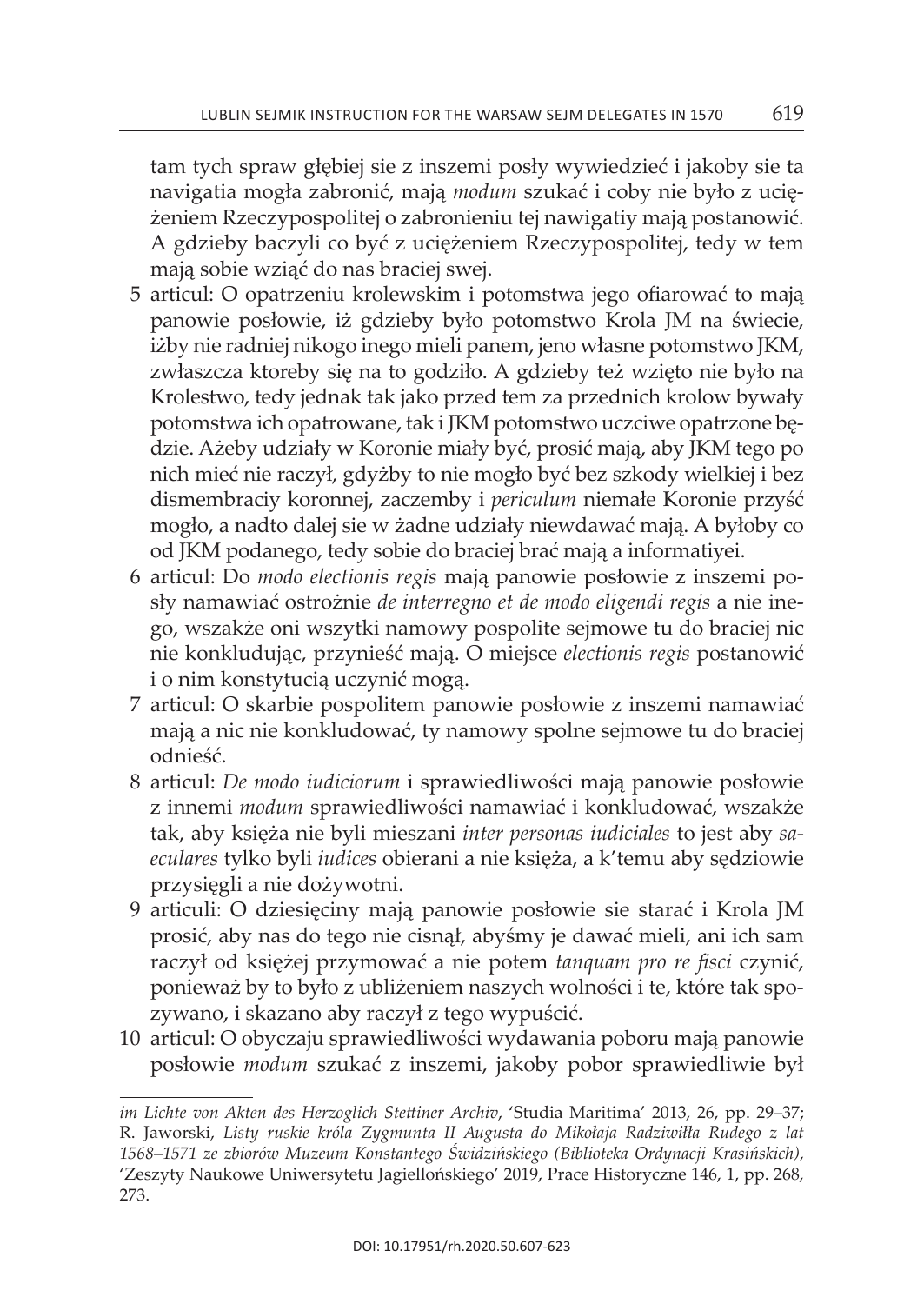tam tych spraw głębiej sie z inszemi posły wywiedzieć i jakoby sie ta navigatia mogła zabronić, mają *modum* szukać i coby nie było z uciężeniem Rzeczypospolitej o zabronieniu tej nawigatiy mają postanowić. A gdzieby baczyli co być z uciężeniem Rzeczypospolitej, tedy w tem mają sobie wziąć do nas braciej swej.

5 articul: O opatrzeniu krolewskim i potomstwa jego ofiarować to mają panowie posłowie, iż gdzieby było potomstwo Krola JM na świecie, iżby nie radniej nikogo inego mieli panem, jeno własne potomstwo JKM, zwłaszcza ktoreby się na to godziło. A gdzieby też wzięto nie było na Krolestwo, tedy jednak tak jako przed tem za przednich krolow bywały potomstwa ich opatrowane, tak i JKM potomstwo uczciwe opatrzone będzie. Ażeby udziały w Koronie miały być, prosić mają, aby JKM tego po nich mieć nie raczył, gdyżby to nie mogło być bez szkody wielkiej i bez dismembraciy koronnej, zaczemby i *periculum* niemałe Koronie przyść mogło, a nadto dalej sie w żadne udziały niewdawać mają. A byłoby co od JKM podanego, tedy sobie do braciej brać mają a informatiyei.

6 articul: Do *modo electionis regis* mają panowie posłowie z inszemi posły namawiać ostrożnie *de interregno et de modo eligendi regis* a nie inego, wszakże oni wszytki namowy pospolite sejmowe tu do braciej nic nie konkludując, przynieść mają. O miejsce *electionis regis* postanowić i o nim konstytucią uczynić mogą.

7 articul: O skarbie pospolitem panowie posłowie z inszemi namawiać mają a nic nie konkludować, ty namowy spolne sejmowe tu do braciej odnieść.

8 articul: *De modo iudiciorum* i sprawiedliwości mają panowie posłowie z innemi *modum* sprawiedliwości namawiać i konkludować, wszakże tak, aby księża nie byli mieszani *inter personas iudiciales* to jest aby *saeculares* tylko byli *iudices* obierani a nie księża, a k'temu aby sędziowie przysięgli a nie dożywotni.

9 articuli: O dziesięciny mają panowie posłowie sie starać i Krola JM prosić, aby nas do tego nie cisnął, abyśmy je dawać mieli, ani ich sam raczył od księżej przymować a nie potem *tanquam pro re fisci* czynić, ponieważ by to było z ubliżeniem naszych wolności i te, które tak spozywano, i skazano aby raczył z tego wypuścić.

10 articul: O obyczaju sprawiedliwości wydawania poboru mają panowie posłowie *modum* szukać z inszemi, jakoby pobor sprawiedliwie był

---

*im Lichte von Akten des Herzoglich Stettiner Archiv*, 'Studia Maritima' 2013, 26, pp. 29–37; R. Jaworski, *Listy ruskie króla Zygmunta II Augusta do Mikołaja Radziwiłła Rudego z lat 1568–1571 ze zbiorów Muzeum Konstantego Świdzińskiego (Biblioteka Ordynacji Krasińskich)*, 'Zeszyty Naukowe Uniwersytetu Jagiellońskiego' 2019, Prace Historyczne 146, 1, pp. 268, 273.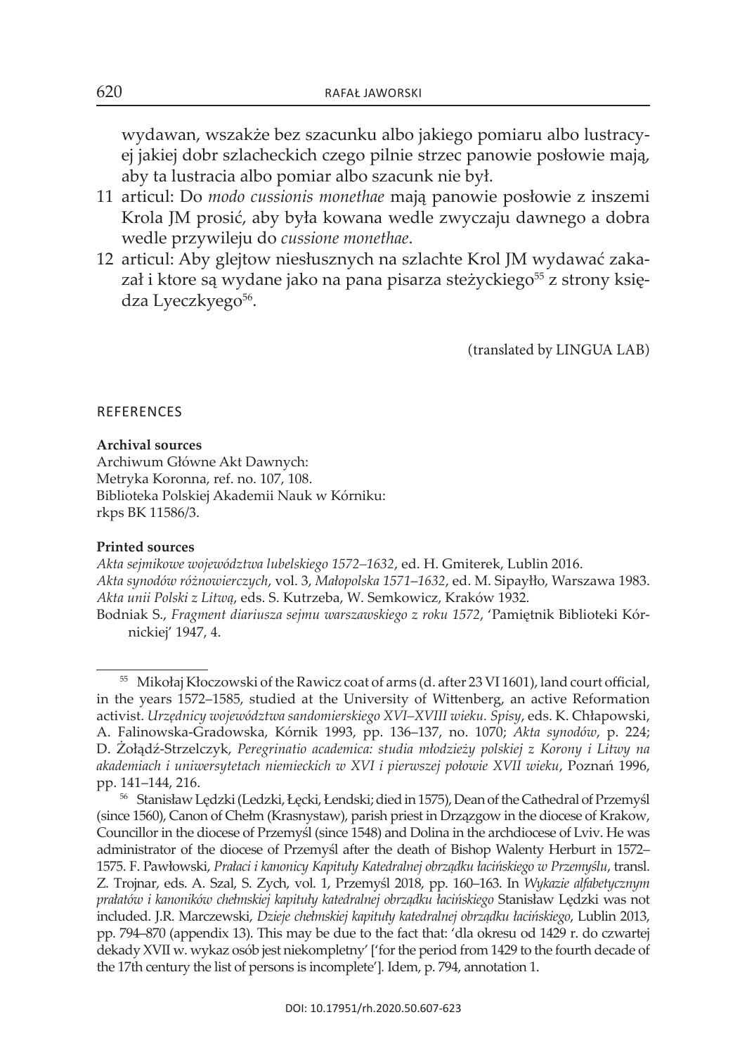wydawan, wszakże bez szacunku albo jakiego pomiaru albo lustracyej jakiej dobr szlacheckich czego pilnie strzec panowie posłowie mają, aby ta lustracia albo pomiar albo szacunk nie był.

11 articul: Do *modo cussionis monethae* mają panowie posłowie z inszemi Krola JM prosić, aby była kowana wedle zwyczaju dawnego a dobra wedle przywileju do *cussione monethae*.

12 articul: Aby glejtow niesłusznych na szlachte Krol JM wydawać zakazał i ktore są wydane jako na pana pisarza steżyckiego[55] z strony księdza Lyeczkyego[56].

(translated by LINGUA LAB)

## REFERENCES

**Archival sources**

Archiwum Główne Akt Dawnych:
Metryka Koronna, ref. no. 107, 108.
Biblioteka Polskiej Akademii Nauk w Kórniku:
rkps BK 11586/3.

**Printed sources**

*Akta sejmikowe województwa lubelskiego 1572–1632*, ed. H. Gmiterek, Lublin 2016.
*Akta synodów różnowierczych*, vol. 3, *Małopolska 1571–1632*, ed. M. Sipayłło, Warszawa 1983.
*Akta unii Polski z Litwą*, eds. S. Kutrzeba, W. Semkowicz, Kraków 1932.
Bodniak S., *Fragment diariusza sejmu warszawskiego z roku 1572*, 'Pamiętnik Biblioteki Kórnickiej' 1947, 4.

---

[55] Mikołaj Kłoczowski of the Rawicz coat of arms (d. after 23 VI 1601), land court official, in the years 1572–1585, studied at the University of Wittenberg, an active Reformation activist. *Urzędnicy województwa sandomierskiego XVI–XVIII wieku. Spisy*, eds. K. Chłapowski, A. Falinowska-Gradowska, Kórnik 1993, pp. 136–137, no. 1070; *Akta synodów*, p. 224; D. Żołądź-Strzelczyk, *Peregrinatio academica: studia młodzieży polskiej z Korony i Litwy na akademiach i uniwersytetach niemieckich w XVI i pierwszej połowie XVII wieku*, Poznań 1996, pp. 141–144, 216.

[56] Stanisław Lędzki (Ledzki, Łęcki, Łendski; died in 1575), Dean of the Cathedral of Przemyśl (since 1560), Canon of Chełm (Krasnystaw), parish priest in Drzązgow in the diocese of Krakow, Councillor in the diocese of Przemyśl (since 1548) and Dolina in the archdiocese of Lviv. He was administrator of the diocese of Przemyśl after the death of Bishop Walenty Herburt in 1572–1575. F. Pawłowski, *Prałaci i kanonicy Kapituły Katedralnej obrządku łacińskiego w Przemyślu*, transl. Z. Trojnar, eds. A. Szal, S. Zych, vol. 1, Przemyśl 2018, pp. 160–163. In *Wykazie alfabetycznym prałatów i kanoników chełmskiej kapituły katedralnej obrządku łacińskiego* Stanisław Lędzki was not included. J.R. Marczewski, *Dzieje chełmskiej kapituły katedralnej obrządku łacińskiego*, Lublin 2013, pp. 794–870 (appendix 13). This may be due to the fact that: 'dla okresu od 1429 r. do czwartej dekady XVII w. wykaz osób jest niekompletny' ['for the period from 1429 to the fourth decade of the 17th century the list of persons is incomplete']. Idem, p. 794, annotation 1.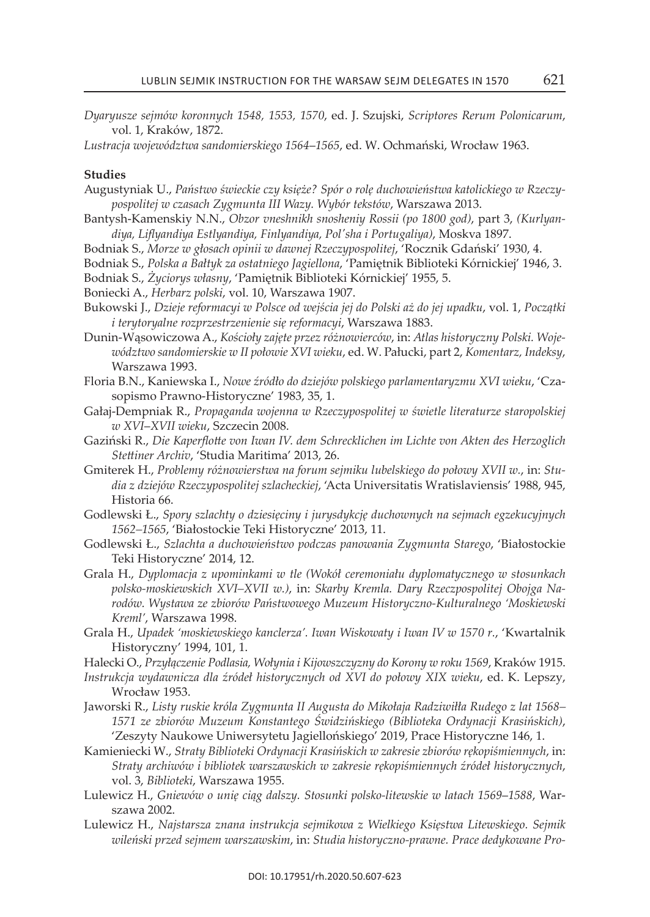*Dyaryusze sejmów koronnych 1548, 1553, 1570*, ed. J. Szujski, *Scriptores Rerum Polonicarum*, vol. 1, Kraków, 1872.

*Lustracja województwa sandomierskiego 1564–1565*, ed. W. Ochmański, Wrocław 1963.

**Studies**

Augustyniak U., *Państwo świeckie czy księże? Spór o rolę duchowieństwa katolickiego w Rzeczypospolitej w czasach Zygmunta III Wazy. Wybór tekstów*, Warszawa 2013.

Bantysh-Kamenskiy N.N., *Obzor vneshnikh snosheniy Rossii (po 1800 god)*, part 3, *(Kurlyandiya, Liflyandiya Estlyandiya, Finlyandiya, Pol'sha i Portugaliya)*, Moskva 1897.

Bodniak S., *Morze w głosach opinii w dawnej Rzeczypospolitej*, 'Rocznik Gdański' 1930, 4.

Bodniak S., *Polska a Bałtyk za ostatniego Jagiellona*, 'Pamiętnik Biblioteki Kórnickiej' 1946, 3.

Bodniak S., *Życiorys własny*, 'Pamiętnik Biblioteki Kórnickiej' 1955, 5.

Boniecki A., *Herbarz polski*, vol. 10, Warszawa 1907.

Bukowski J., *Dzieje reformacyi w Polsce od wejścia jej do Polski aż do jej upadku*, vol. 1, *Początki i terytoryalne rozprzestrzenienie się reformacyi*, Warszawa 1883.

Dunin-Wąsowiczowa A., *Kościoły zajęte przez różnowierców*, in: *Atlas historyczny Polski. Województwo sandomierskie w II połowie XVI wieku*, ed. W. Pałucki, part 2, *Komentarz, Indeksy*, Warszawa 1993.

Floria B.N., Kaniewska I., *Nowe źródło do dziejów polskiego parlamentaryzmu XVI wieku*, 'Czasopismo Prawno-Historyczne' 1983, 35, 1.

Gałaj-Dempniak R., *Propaganda wojenna w Rzeczypospolitej w świetle literaturze staropolskiej w XVI–XVII wieku*, Szczecin 2008.

Gaziński R., *Die Kaperflotte von Iwan IV. dem Schrecklichen im Lichte von Akten des Herzoglich Stettiner Archiv*, 'Studia Maritima' 2013, 26.

Gmiterek H., *Problemy różnowierstwa na forum sejmiku lubelskiego do połowy XVII w.*, in: *Studia z dziejów Rzeczypospolitej szlacheckiej*, 'Acta Universitatis Wratislaviensis' 1988, 945, Historia 66.

Godlewski Ł., *Spory szlachty o dziesięciny i jurysdykcję duchownych na sejmach egzekucyjnych 1562–1565*, 'Białostockie Teki Historyczne' 2013, 11.

Godlewski Ł., *Szlachta a duchowieństwo podczas panowania Zygmunta Starego*, 'Białostockie Teki Historyczne' 2014, 12.

Grala H., *Dyplomacja z upominkami w tle (Wokół ceremoniału dyplomatycznego w stosunkach polsko-moskiewskich XVI–XVII w.)*, in: *Skarby Kremla. Dary Rzeczpospolitej Obojga Narodów. Wystawa ze zbiorów Państwowego Muzeum Historyczno-Kulturalnego 'Moskiewski Kreml'*, Warszawa 1998.

Grala H., *Upadek 'moskiewskiego kanclerza'. Iwan Wiskowaty i Iwan IV w 1570 r.*, 'Kwartalnik Historyczny' 1994, 101, 1.

Halecki O., *Przyłączenie Podlasia, Wołynia i Kijowszczyzny do Korony w roku 1569*, Kraków 1915.

*Instrukcja wydawnicza dla źródeł historycznych od XVI do połowy XIX wieku*, ed. K. Lepszy, Wrocław 1953.

Jaworski R., *Listy ruskie króla Zygmunta II Augusta do Mikołaja Radziwiłła Rudego z lat 1568–1571 ze zbiorów Muzeum Konstantego Świdzińskiego (Biblioteka Ordynacji Krasińskich)*, 'Zeszyty Naukowe Uniwersytetu Jagiellońskiego' 2019, Prace Historyczne 146, 1.

Kamieniecki W., *Straty Biblioteki Ordynacji Krasińskich w zakresie zbiorów rękopiśmiennych*, in: *Straty archiwów i bibliotek warszawskich w zakresie rękopiśmiennych źródeł historycznych*, vol. 3, *Biblioteki*, Warszawa 1955.

Lulewicz H., *Gniewów o unię ciąg dalszy. Stosunki polsko-litewskie w latach 1569–1588*, Warszawa 2002.

Lulewicz H., *Najstarsza znana instrukcja sejmikowa z Wielkiego Księstwa Litewskiego. Sejmik wileński przed sejmem warszawskim*, in: *Studia historyczno-prawne. Prace dedykowane Pro-*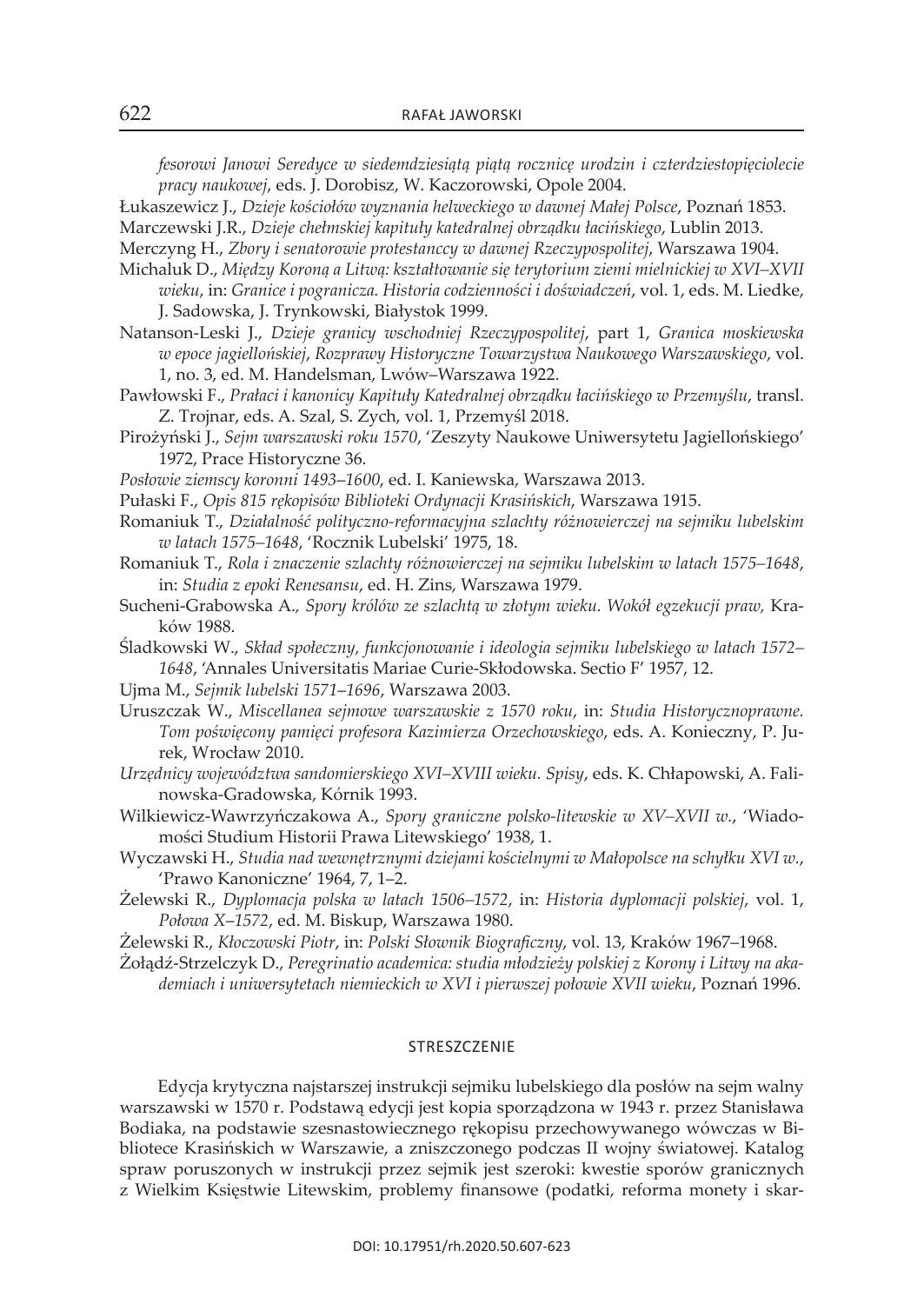*fesorowi Janowi Seredyce w siedemdziesiątą piątą rocznicę urodzin i czterdziestopięciolecie pracy naukowej*, eds. J. Dorobisz, W. Kaczorowski, Opole 2004.

Łukaszewicz J., *Dzieje kościołów wyznania helweckiego w dawnej Małej Polsce*, Poznań 1853.

Marczewski J.R., *Dzieje chełmskiej kapituły katedralnej obrządku łacińskiego*, Lublin 2013.

Merczyng H., *Zbory i senatorowie protestanccy w dawnej Rzeczypospolitej*, Warszawa 1904.

Michaluk D., *Między Koroną a Litwą: kształtowanie się terytorium ziemi mielnickiej w XVI–XVII wieku*, in: *Granice i pogranicza. Historia codzienności i doświadczeń*, vol. 1, eds. M. Liedke, J. Sadowska, J. Trynkowski, Białystok 1999.

Natanson-Leski J., *Dzieje granicy wschodniej Rzeczypospolitej*, part 1, *Granica moskiewska w epoce jagiellońskiej, Rozprawy Historyczne Towarzystwa Naukowego Warszawskiego*, vol. 1, no. 3, ed. M. Handelsman, Lwów–Warszawa 1922.

Pawłowski F., *Prałaci i kanonicy Kapituły Katedralnej obrządku łacińskiego w Przemyślu*, transl. Z. Trojnar, eds. A. Szal, S. Zych, vol. 1, Przemyśl 2018.

Pirożyński J., *Sejm warszawski roku 1570*, 'Zeszyty Naukowe Uniwersytetu Jagiellońskiego' 1972, Prace Historyczne 36.

*Posłowie ziemscy koronni 1493–1600*, ed. I. Kaniewska, Warszawa 2013.

Pułaski F., *Opis 815 rękopisów Biblioteki Ordynacji Krasińskich*, Warszawa 1915.

Romaniuk T., *Działalność polityczno-reformacyjna szlachty różnowierczej na sejmiku lubelskim w latach 1575–1648*, 'Rocznik Lubelski' 1975, 18.

Romaniuk T., *Rola i znaczenie szlachty różnowierczej na sejmiku lubelskim w latach 1575–1648*, in: *Studia z epoki Renesansu*, ed. H. Zins, Warszawa 1979.

Sucheni-Grabowska A., *Spory królów ze szlachtą w złotym wieku. Wokół egzekucji praw,* Kraków 1988.

Śladkowski W., *Skład społeczny, funkcjonowanie i ideologia sejmiku lubelskiego w latach 1572–1648*, 'Annales Universitatis Mariae Curie-Skłodowska. Sectio F' 1957, 12.

Ujma M., *Sejmik lubelski 1571–1696*, Warszawa 2003.

Uruszczak W., *Miscellanea sejmowe warszawskie z 1570 roku*, in: *Studia Historycznoprawne. Tom poświęcony pamięci profesora Kazimierza Orzechowskiego*, eds. A. Konieczny, P. Jurek, Wrocław 2010.

*Urzędnicy województwa sandomierskiego XVI–XVIII wieku. Spisy*, eds. K. Chłapowski, A. Falinowska-Gradowska, Kórnik 1993.

Wilkiewicz-Wawrzyńczakowa A., *Spory graniczne polsko-litewskie w XV–XVII w.*, 'Wiadomości Studium Historii Prawa Litewskiego' 1938, 1.

Wyczawski H., *Studia nad wewnętrznymi dziejami kościelnymi w Małopolsce na schyłku XVI w.*, 'Prawo Kanoniczne' 1964, 7, 1–2.

Żelewski R., *Dyplomacja polska w latach 1506–1572*, in: *Historia dyplomacji polskiej*, vol. 1, *Połowa X–1572*, ed. M. Biskup, Warszawa 1980.

Żelewski R., *Kłoczowski Piotr*, in: *Polski Słownik Biograficzny*, vol. 13, Kraków 1967–1968.

Żołądź-Strzelczyk D., *Peregrinatio academica: studia młodzieży polskiej z Korony i Litwy na akademiach i uniwersytetach niemieckich w XVI i pierwszej połowie XVII wieku*, Poznań 1996.

## STRESZCZENIE

Edycja krytyczna najstarszej instrukcji sejmiku lubelskiego dla posłów na sejm walny warszawski w 1570 r. Podstawą edycji jest kopia sporządzona w 1943 r. przez Stanisława Bodiaka, na podstawie szesnastowiecznego rękopisu przechowywanego wówczas w Bibliotece Krasińskich w Warszawie, a zniszczonego podczas II wojny światowej. Katalog spraw poruszonych w instrukcji przez sejmik jest szeroki: kwestie sporów granicznych z Wielkim Księstwie Litewskim, problemy finansowe (podatki, reforma monety i skar-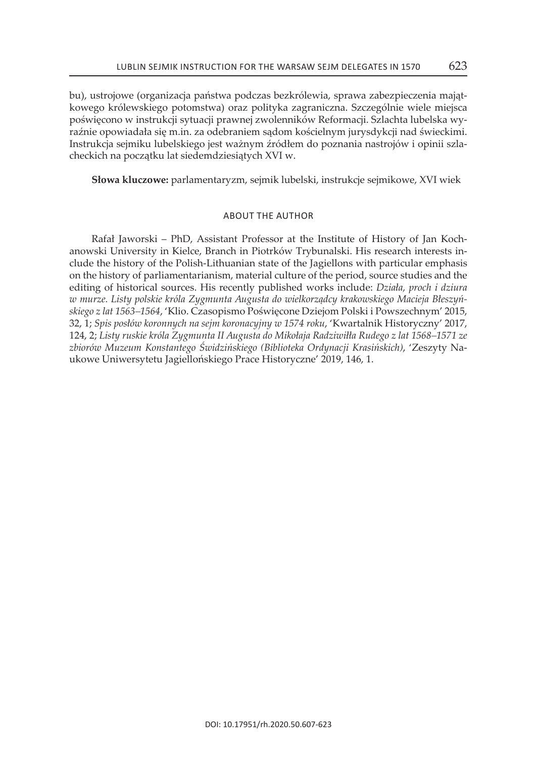bu), ustrojowe (organizacja państwa podczas bezkrólewia, sprawa zabezpieczenia majątkowego królewskiego potomstwa) oraz polityka zagraniczna. Szczególnie wiele miejsca poświęcono w instrukcji sytuacji prawnej zwolenników Reformacji. Szlachta lubelska wyraźnie opowiadała się m.in. za odebraniem sądom kościelnym jurysdykcji nad świeckimi. Instrukcja sejmiku lubelskiego jest ważnym źródłem do poznania nastrojów i opinii szlacheckich na początku lat siedemdziesiątych XVI w.

**Słowa kluczowe:** parlamentaryzm, sejmik lubelski, instrukcje sejmikowe, XVI wiek

## ABOUT THE AUTHOR

Rafał Jaworski – PhD, Assistant Professor at the Institute of History of Jan Kochanowski University in Kielce, Branch in Piotrków Trybunalski. His research interests include the history of the Polish-Lithuanian state of the Jagiellons with particular emphasis on the history of parliamentarianism, material culture of the period, source studies and the editing of historical sources. His recently published works include: *Działa, proch i dziura w murze. Listy polskie króla Zygmunta Augusta do wielkorządcy krakowskiego Macieja Błeszyńskiego z lat 1563–1564*, 'Klio. Czasopismo Poświęcone Dziejom Polski i Powszechnym' 2015, 32, 1; *Spis posłów koronnych na sejm koronacyjny w 1574 roku*, 'Kwartalnik Historyczny' 2017, 124, 2; *Listy ruskie króla Zygmunta II Augusta do Mikołaja Radziwiłła Rudego z lat 1568–1571 ze zbiorów Muzeum Konstantego Świdzińskiego (Biblioteka Ordynacji Krasińskich)*, 'Zeszyty Naukowe Uniwersytetu Jagiellońskiego Prace Historyczne' 2019, 146, 1.